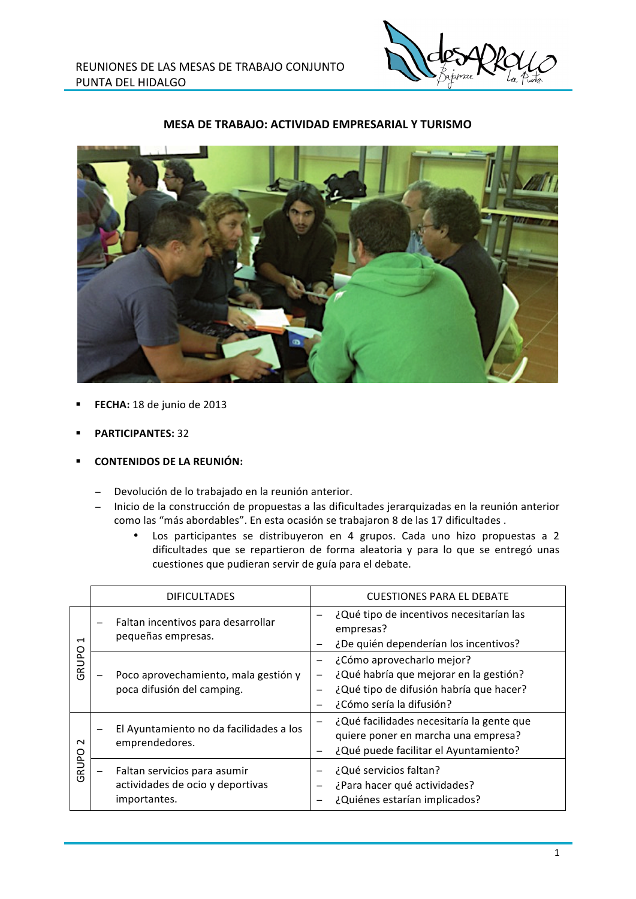## MESA DE TRABAJO: ACTIVIDAD EMPRESARIAL Y TURISMO

- **FECHA:** 18 de junio de 2013
- **PARTICIPANTES:** 32
- **CONTENIDOS DE LA REUNIÓN:**
  - Devolución de lo trabajado en la reunión anterior.
  - Inicio de la construcción de propuestas a las dificultades jerarquizadas en la reunión anterior como las "más abordables". En esta ocasión se trabajaron 8 de las 17 dificultades .
    - Los participantes se distribuyeron en 4 grupos. Cada uno hizo propuestas a 2 dificultades que se repartieron de forma aleatoria y para lo que se entregó unas cuestiones que pudieran servir de guía para el debate.

| | DIFICULTADES | CUESTIONES PARA EL DEBATE |
|---|---|---|
| GRUPO 1 | – Faltan incentivos para desarrollar pequeñas empresas. | – ¿Qué tipo de incentivos necesitarían las empresas?<br>– ¿De quién dependerían los incentivos? |
| | – Poco aprovechamiento, mala gestión y poca difusión del camping. | – ¿Cómo aprovecharlo mejor?<br>– ¿Qué habría que mejorar en la gestión?<br>– ¿Qué tipo de difusión habría que hacer?<br>– ¿Cómo sería la difusión? |
| GRUPO 2 | – El Ayuntamiento no da facilidades a los emprendedores. | – ¿Qué facilidades necesitaría la gente que quiere poner en marcha una empresa?<br>– ¿Qué puede facilitar el Ayuntamiento? |
| | – Faltan servicios para asumir actividades de ocio y deportivas importantes. | – ¿Qué servicios faltan?<br>– ¿Para hacer qué actividades?<br>– ¿Quiénes estarían implicados? |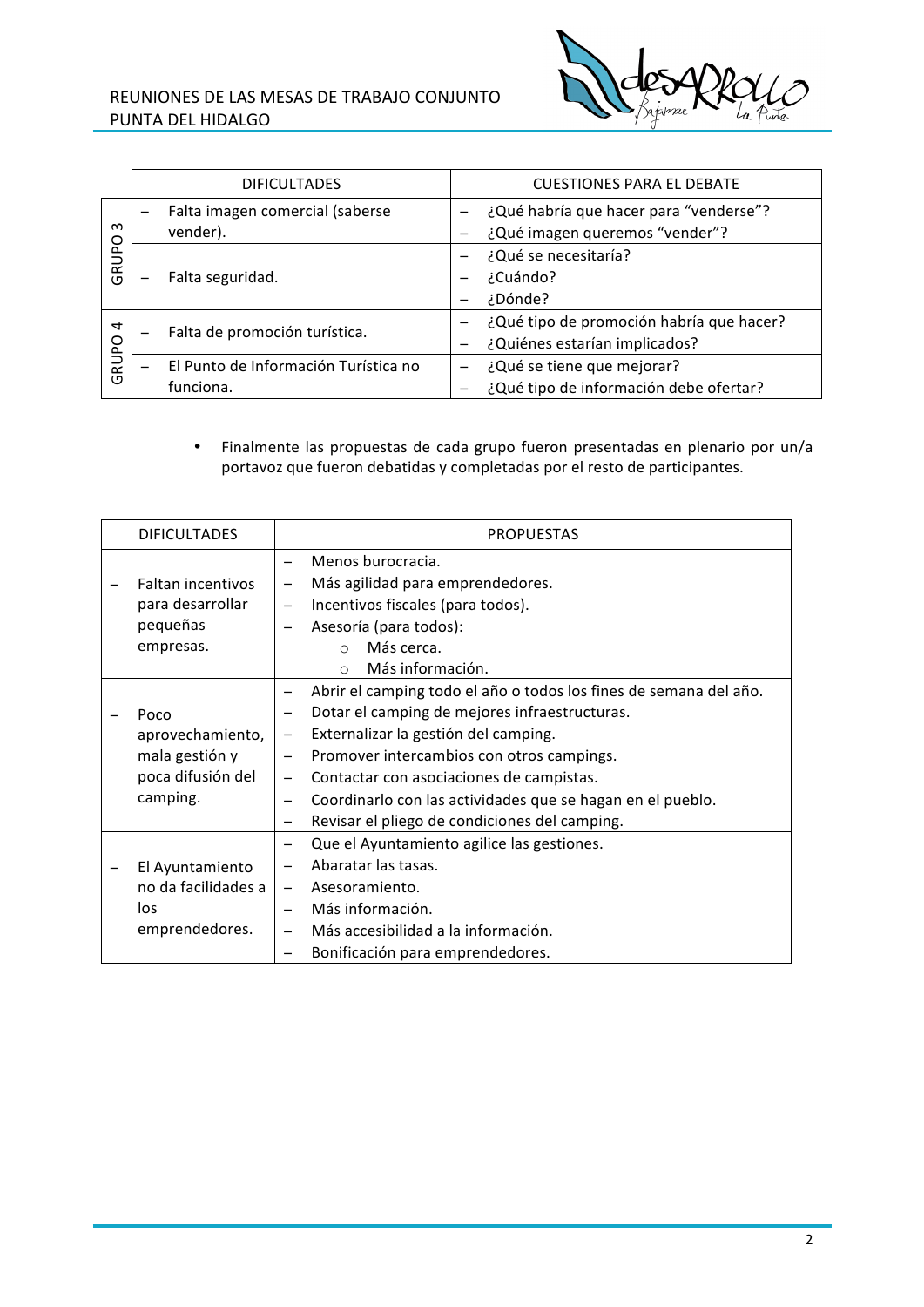| | DIFICULTADES | CUESTIONES PARA EL DEBATE |
|---|---|---|
| GRUPO 3 | – Falta imagen comercial (saberse vender). | – ¿Qué habría que hacer para "venderse"?<br>– ¿Qué imagen queremos "vender"? |
| | – Falta seguridad. | – ¿Qué se necesitaría?<br>– ¿Cuándo?<br>– ¿Dónde? |
| GRUPO 4 | – Falta de promoción turística. | – ¿Qué tipo de promoción habría que hacer?<br>– ¿Quiénes estarían implicados? |
| | – El Punto de Información Turística no funciona. | – ¿Qué se tiene que mejorar?<br>– ¿Qué tipo de información debe ofertar? |

- Finalmente las propuestas de cada grupo fueron presentadas en plenario por un/a portavoz que fueron debatidas y completadas por el resto de participantes.

| DIFICULTADES | PROPUESTAS |
|---|---|
| – Faltan incentivos para desarrollar pequeñas empresas. | – Menos burocracia.<br>– Más agilidad para emprendedores.<br>– Incentivos fiscales (para todos).<br>– Asesoría (para todos):<br>○ Más cerca.<br>○ Más información. |
| – Poco aprovechamiento, mala gestión y poca difusión del camping. | – Abrir el camping todo el año o todos los fines de semana del año.<br>– Dotar el camping de mejores infraestructuras.<br>– Externalizar la gestión del camping.<br>– Promover intercambios con otros campings.<br>– Contactar con asociaciones de campistas.<br>– Coordinarlo con las actividades que se hagan en el pueblo.<br>– Revisar el pliego de condiciones del camping. |
| – El Ayuntamiento no da facilidades a los emprendedores. | – Que el Ayuntamiento agilice las gestiones.<br>– Abaratar las tasas.<br>– Asesoramiento.<br>– Más información.<br>– Más accesibilidad a la información.<br>– Bonificación para emprendedores. |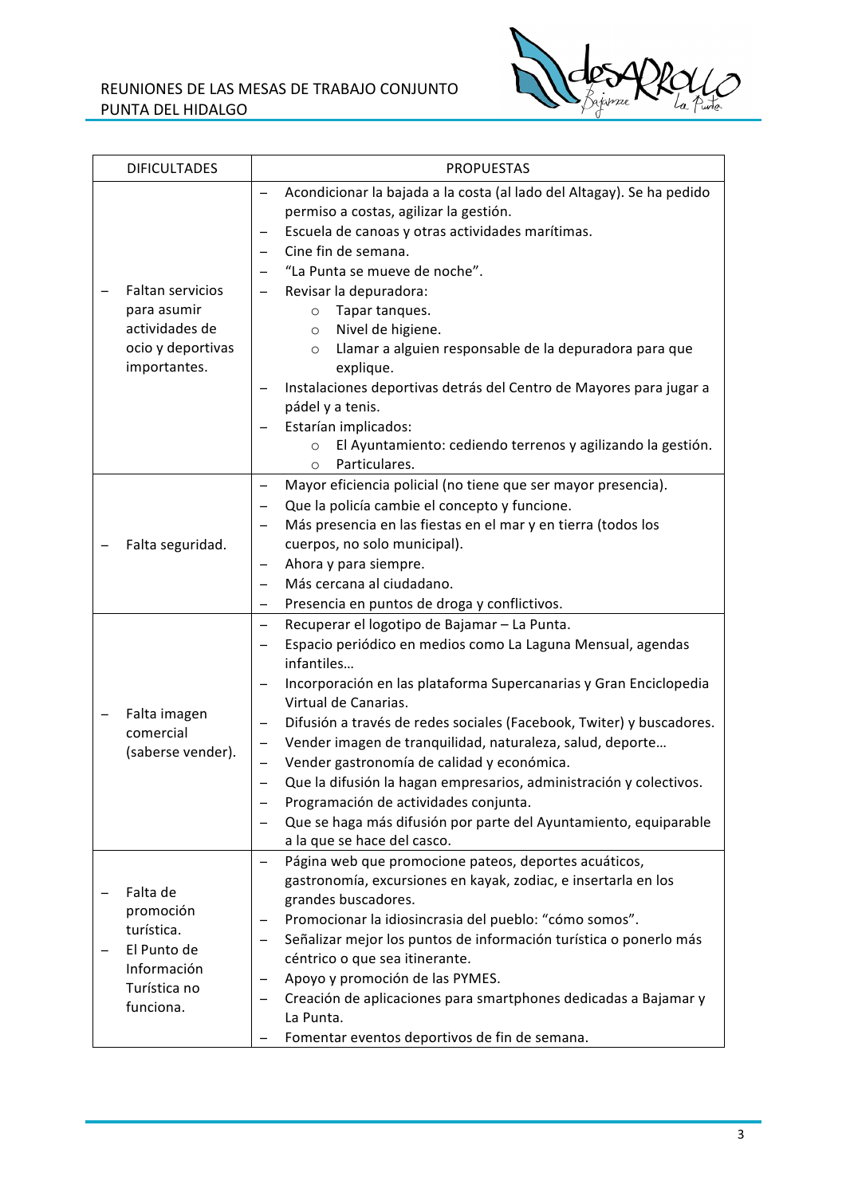| DIFICULTADES | PROPUESTAS |
|---|---|
| – Faltan servicios para asumir actividades de ocio y deportivas importantes. | – Acondicionar la bajada a la costa (al lado del Altagay). Se ha pedido permiso a costas, agilizar la gestión.<br>– Escuela de canoas y otras actividades marítimas.<br>– Cine fin de semana.<br>– “La Punta se mueve de noche”.<br>– Revisar la depuradora:<br>  ○ Tapar tanques.<br>  ○ Nivel de higiene.<br>  ○ Llamar a alguien responsable de la depuradora para que explique.<br>– Instalaciones deportivas detrás del Centro de Mayores para jugar a pádel y a tenis.<br>– Estarían implicados:<br>  ○ El Ayuntamiento: cediendo terrenos y agilizando la gestión.<br>  ○ Particulares. |
| – Falta seguridad. | – Mayor eficiencia policial (no tiene que ser mayor presencia).<br>– Que la policía cambie el concepto y funcione.<br>– Más presencia en las fiestas en el mar y en tierra (todos los cuerpos, no solo municipal).<br>– Ahora y para siempre.<br>– Más cercana al ciudadano.<br>– Presencia en puntos de droga y conflictivos. |
| – Falta imagen comercial (saberse vender). | – Recuperar el logotipo de Bajamar – La Punta.<br>– Espacio periódico en medios como La Laguna Mensual, agendas infantiles…<br>– Incorporación en las plataforma Supercanarias y Gran Enciclopedia Virtual de Canarias.<br>– Difusión a través de redes sociales (Facebook, Twiter) y buscadores.<br>– Vender imagen de tranquilidad, naturaleza, salud, deporte…<br>– Vender gastronomía de calidad y económica.<br>– Que la difusión la hagan empresarios, administración y colectivos.<br>– Programación de actividades conjunta.<br>– Que se haga más difusión por parte del Ayuntamiento, equiparable a la que se hace del casco. |
| – Falta de promoción turística.<br>– El Punto de Información Turística no funciona. | – Página web que promocione pateos, deportes acuáticos, gastronomía, excursiones en kayak, zodiac, e insertarla en los grandes buscadores.<br>– Promocionar la idiosincrasia del pueblo: “cómo somos”.<br>– Señalizar mejor los puntos de información turística o ponerlo más céntrico o que sea itinerante.<br>– Apoyo y promoción de las PYMES.<br>– Creación de aplicaciones para smartphones dedicadas a Bajamar y La Punta.<br>– Fomentar eventos deportivos de fin de semana. |